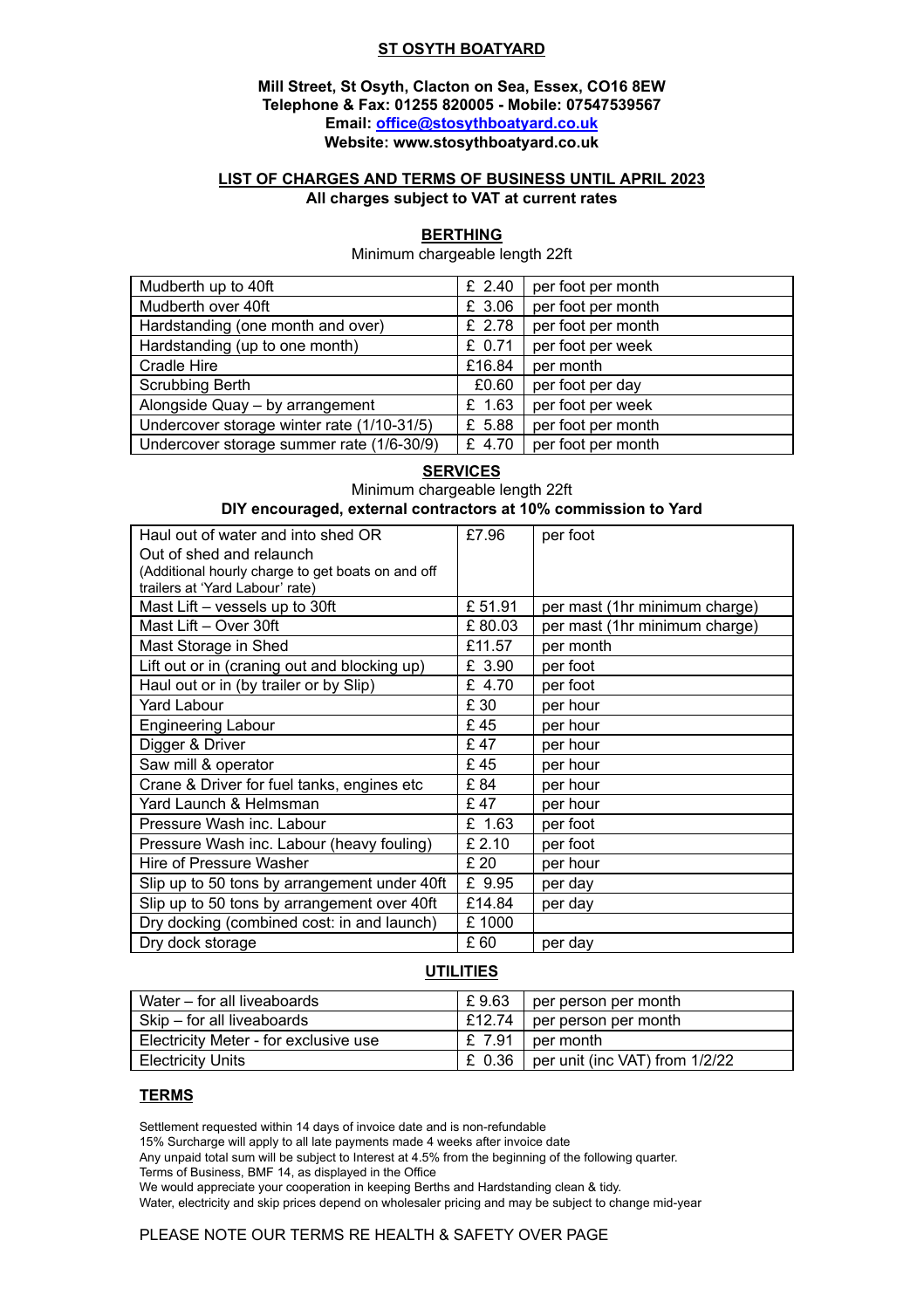# ST OSYTH BOATYARD

**Mill Street, St Osyth, Clacton on Sea, Essex, CO16 8EW**
**Telephone & Fax: 01255 820005 - Mobile: 07547539567**
**Email: office@stosythboatyard.co.uk**
**Website: www.stosythboatyard.co.uk**

## LIST OF CHARGES AND TERMS OF BUSINESS UNTIL APRIL 2023

**All charges subject to VAT at current rates**

### BERTHING

Minimum chargeable length 22ft

| | | |
|---|---|---|
| Mudberth up to 40ft | £ 2.40 | per foot per month |
| Mudberth over 40ft | £ 3.06 | per foot per month |
| Hardstanding (one month and over) | £ 2.78 | per foot per month |
| Hardstanding (up to one month) | £ 0.71 | per foot per week |
| Cradle Hire | £16.84 | per month |
| Scrubbing Berth | £0.60 | per foot per day |
| Alongside Quay – by arrangement | £ 1.63 | per foot per week |
| Undercover storage winter rate (1/10-31/5) | £ 5.88 | per foot per month |
| Undercover storage summer rate (1/6-30/9) | £ 4.70 | per foot per month |

### SERVICES

Minimum chargeable length 22ft

**DIY encouraged, external contractors at 10% commission to Yard**

| | | |
|---|---|---|
| Haul out of water and into shed OR Out of shed and relaunch (Additional hourly charge to get boats on and off trailers at 'Yard Labour' rate) | £7.96 | per foot |
| Mast Lift – vessels up to 30ft | £ 51.91 | per mast (1hr minimum charge) |
| Mast Lift – Over 30ft | £ 80.03 | per mast (1hr minimum charge) |
| Mast Storage in Shed | £11.57 | per month |
| Lift out or in (craning out and blocking up) | £ 3.90 | per foot |
| Haul out or in (by trailer or by Slip) | £ 4.70 | per foot |
| Yard Labour | £ 30 | per hour |
| Engineering Labour | £ 45 | per hour |
| Digger & Driver | £ 47 | per hour |
| Saw mill & operator | £ 45 | per hour |
| Crane & Driver for fuel tanks, engines etc | £ 84 | per hour |
| Yard Launch & Helmsman | £ 47 | per hour |
| Pressure Wash inc. Labour | £ 1.63 | per foot |
| Pressure Wash inc. Labour (heavy fouling) | £ 2.10 | per foot |
| Hire of Pressure Washer | £ 20 | per hour |
| Slip up to 50 tons by arrangement under 40ft | £ 9.95 | per day |
| Slip up to 50 tons by arrangement over 40ft | £14.84 | per day |
| Dry docking (combined cost: in and launch) | £ 1000 | |
| Dry dock storage | £ 60 | per day |

### UTILITIES

| | | |
|---|---|---|
| Water – for all liveaboards | £ 9.63 | per person per month |
| Skip – for all liveaboards | £12.74 | per person per month |
| Electricity Meter - for exclusive use | £ 7.91 | per month |
| Electricity Units | £ 0.36 | per unit (inc VAT) from 1/2/22 |

### TERMS

Settlement requested within 14 days of invoice date and is non-refundable
15% Surcharge will apply to all late payments made 4 weeks after invoice date
Any unpaid total sum will be subject to Interest at 4.5% from the beginning of the following quarter.
Terms of Business, BMF 14, as displayed in the Office
We would appreciate your cooperation in keeping Berths and Hardstanding clean & tidy.
Water, electricity and skip prices depend on wholesaler pricing and may be subject to change mid-year

PLEASE NOTE OUR TERMS RE HEALTH & SAFETY OVER PAGE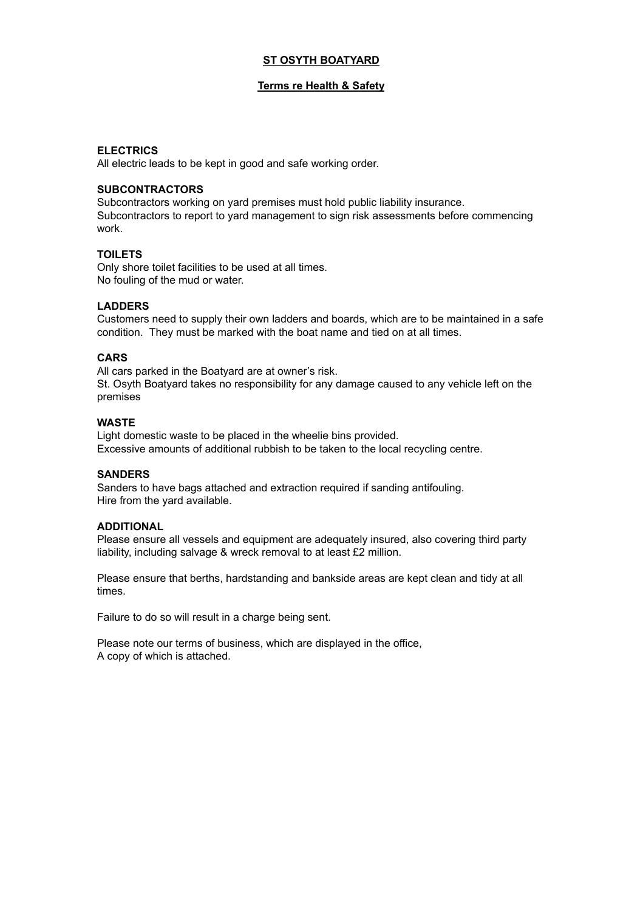# ST OSYTH BOATYARD

## Terms re Health & Safety

**ELECTRICS**
All electric leads to be kept in good and safe working order.

**SUBCONTRACTORS**
Subcontractors working on yard premises must hold public liability insurance.
Subcontractors to report to yard management to sign risk assessments before commencing work.

**TOILETS**
Only shore toilet facilities to be used at all times.
No fouling of the mud or water.

**LADDERS**
Customers need to supply their own ladders and boards, which are to be maintained in a safe condition. They must be marked with the boat name and tied on at all times.

**CARS**
All cars parked in the Boatyard are at owner's risk.
St. Osyth Boatyard takes no responsibility for any damage caused to any vehicle left on the premises

**WASTE**
Light domestic waste to be placed in the wheelie bins provided.
Excessive amounts of additional rubbish to be taken to the local recycling centre.

**SANDERS**
Sanders to have bags attached and extraction required if sanding antifouling.
Hire from the yard available.

**ADDITIONAL**
Please ensure all vessels and equipment are adequately insured, also covering third party liability, including salvage & wreck removal to at least £2 million.

Please ensure that berths, hardstanding and bankside areas are kept clean and tidy at all times.

Failure to do so will result in a charge being sent.

Please note our terms of business, which are displayed in the office,
A copy of which is attached.